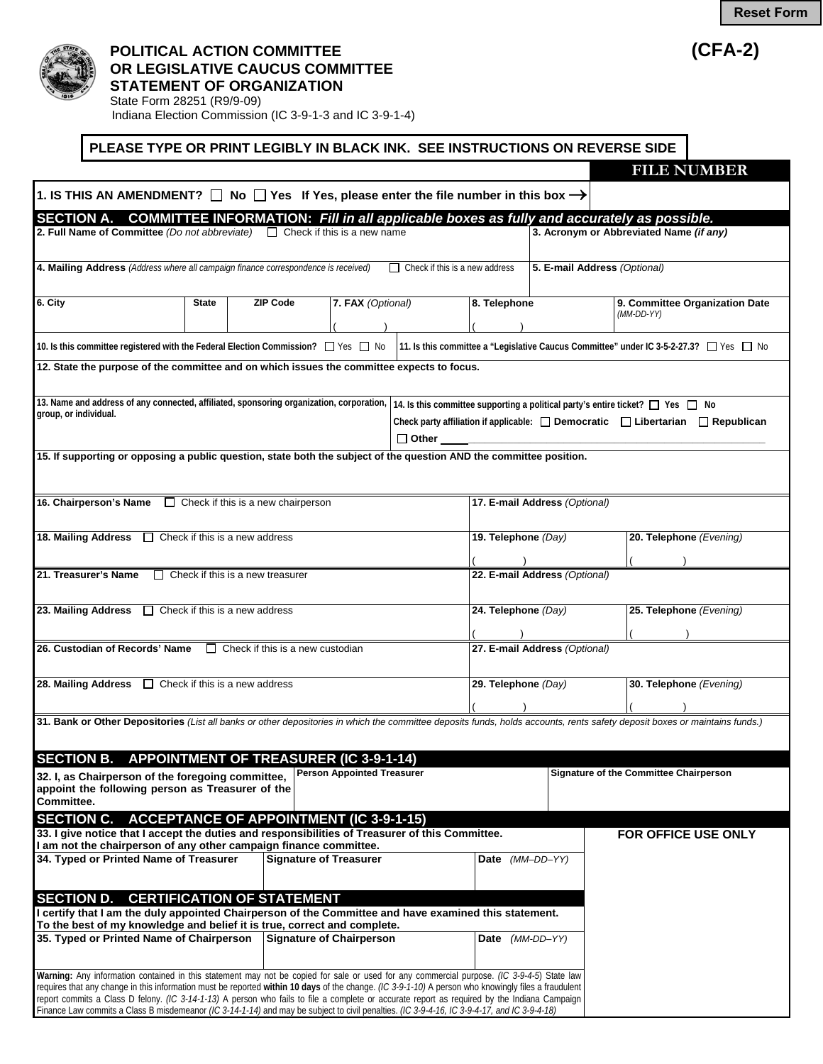Reset Form

# POLITICAL ACTION COMMITTEE OR LEGISLATIVE CAUCUS COMMITTEE STATEMENT OF ORGANIZATION

**(CFA-2)**

State Form 28251 (R9/9-09)
Indiana Election Commission (IC 3-9-1-3 and IC 3-9-1-4)

**PLEASE TYPE OR PRINT LEGIBLY IN BLACK INK. SEE INSTRUCTIONS ON REVERSE SIDE**

**FILE NUMBER**

**1. IS THIS AN AMENDMENT?** ☐ **No** ☐ **Yes If Yes, please enter the file number in this box →**

## SECTION A. COMMITTEE INFORMATION: *Fill in all applicable boxes as fully and accurately as possible.*

| | | | | | |
|---|---|---|---|---|---|
| **2. Full Name of Committee** *(Do not abbreviate)* ☐ Check if this is a new name | | | | **3. Acronym or Abbreviated Name** *(if any)* | |
| **4. Mailing Address** *(Address where all campaign finance correspondence is received)* ☐ Check if this is a new address | | | | **5. E-mail Address** *(Optional)* | |
| **6. City** | **State** | **ZIP Code** | **7. FAX** *(Optional)* ( ) | **8. Telephone** ( ) | **9. Committee Organization Date** *(MM-DD-YY)* |

**10. Is this committee registered with the Federal Election Commission?** ☐ Yes ☐ No

**11. Is this committee a "Legislative Caucus Committee" under IC 3-5-2-27.3?** ☐ Yes ☐ No

**12. State the purpose of the committee and on which issues the committee expects to focus.**

**13. Name and address of any connected, affiliated, sponsoring organization, corporation, group, or individual.**

**14. Is this committee supporting a political party's entire ticket?** ☐ **Yes** ☐ **No**
**Check party affiliation if applicable:** ☐ **Democratic** ☐ **Libertarian** ☐ **Republican**
☐ **Other** ____________________

**15. If supporting or opposing a public question, state both the subject of the question AND the committee position.**

| | | |
|---|---|---|
| **16. Chairperson's Name** ☐ Check if this is a new chairperson | **17. E-mail Address** *(Optional)* | |
| **18. Mailing Address** ☐ Check if this is a new address | **19. Telephone** *(Day)* ( ) | **20. Telephone** *(Evening)* ( ) |
| **21. Treasurer's Name** ☐ Check if this is a new treasurer | **22. E-mail Address** *(Optional)* | |
| **23. Mailing Address** ☐ Check if this is a new address | **24. Telephone** *(Day)* ( ) | **25. Telephone** *(Evening)* ( ) |
| **26. Custodian of Records' Name** ☐ Check if this is a new custodian | **27. E-mail Address** *(Optional)* | |
| **28. Mailing Address** ☐ Check if this is a new address | **29. Telephone** *(Day)* ( ) | **30. Telephone** *(Evening)* ( ) |

**31. Bank or Other Depositories** *(List all banks or other depositories in which the committee deposits funds, holds accounts, rents safety deposit boxes or maintains funds.)*

## SECTION B. APPOINTMENT OF TREASURER (IC 3-9-1-14)

| | | |
|---|---|---|
| **32. I, as Chairperson of the foregoing committee, appoint the following person as Treasurer of the Committee.** | **Person Appointed Treasurer** | **Signature of the Committee Chairperson** |

## SECTION C. ACCEPTANCE OF APPOINTMENT (IC 3-9-1-15)

**33. I give notice that I accept the duties and responsibilities of Treasurer of this Committee. I am not the chairperson of any other campaign finance committee.**

| | | |
|---|---|---|
| **34. Typed or Printed Name of Treasurer** | **Signature of Treasurer** | **Date** *(MM–DD–YY)* |

## SECTION D. CERTIFICATION OF STATEMENT

**I certify that I am the duly appointed Chairperson of the Committee and have examined this statement. To the best of my knowledge and belief it is true, correct and complete.**

| | | |
|---|---|---|
| **35. Typed or Printed Name of Chairperson** | **Signature of Chairperson** | **Date** *(MM-DD–YY)* |

**FOR OFFICE USE ONLY**

**Warning:** Any information contained in this statement may not be copied for sale or used for any commercial purpose. *(IC 3-9-4-5)* State law requires that any change in this information must be reported **within 10 days** of the change. *(IC 3-9-1-10)* A person who knowingly files a fraudulent report commits a Class D felony. *(IC 3-14-1-13)* A person who fails to file a complete or accurate report as required by the Indiana Campaign Finance Law commits a Class B misdemeanor *(IC 3-14-1-14)* and may be subject to civil penalties. *(IC 3-9-4-16, IC 3-9-4-17, and IC 3-9-4-18)*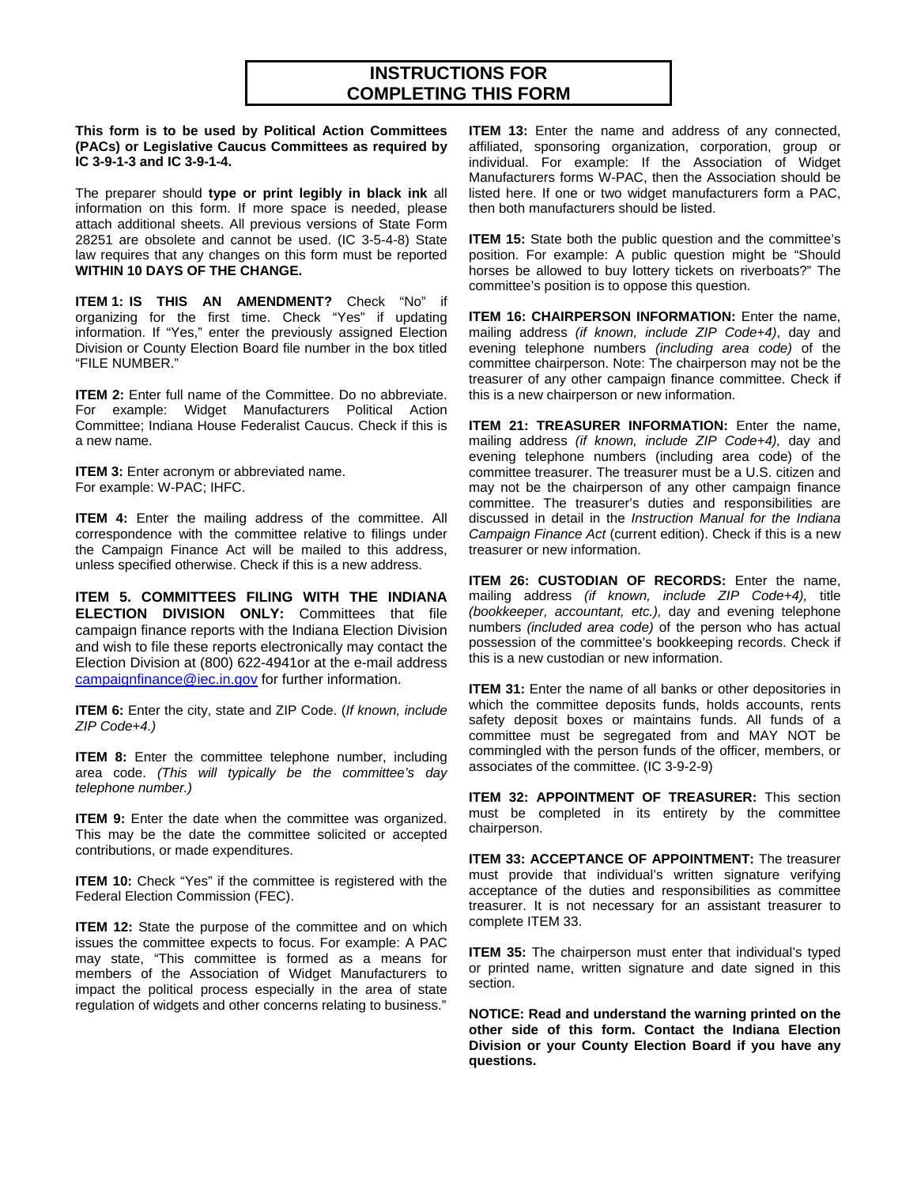# INSTRUCTIONS FOR COMPLETING THIS FORM

**This form is to be used by Political Action Committees (PACs) or Legislative Caucus Committees as required by IC 3-9-1-3 and IC 3-9-1-4.**

The preparer should **type or print legibly in black ink** all information on this form. If more space is needed, please attach additional sheets. All previous versions of State Form 28251 are obsolete and cannot be used. (IC 3-5-4-8) State law requires that any changes on this form must be reported **WITHIN 10 DAYS OF THE CHANGE.**

**ITEM 1: IS THIS AN AMENDMENT?** Check "No" if organizing for the first time. Check "Yes" if updating information. If "Yes," enter the previously assigned Election Division or County Election Board file number in the box titled "FILE NUMBER."

**ITEM 2:** Enter full name of the Committee. Do no abbreviate. For example: Widget Manufacturers Political Action Committee; Indiana House Federalist Caucus. Check if this is a new name.

**ITEM 3:** Enter acronym or abbreviated name.
For example: W-PAC; IHFC.

**ITEM 4:** Enter the mailing address of the committee. All correspondence with the committee relative to filings under the Campaign Finance Act will be mailed to this address, unless specified otherwise. Check if this is a new address.

**ITEM 5. COMMITTEES FILING WITH THE INDIANA ELECTION DIVISION ONLY:** Committees that file campaign finance reports with the Indiana Election Division and wish to file these reports electronically may contact the Election Division at (800) 622-4941or at the e-mail address campaignfinance@iec.in.gov for further information.

**ITEM 6:** Enter the city, state and ZIP Code. (*If known, include ZIP Code+4.)*

**ITEM 8:** Enter the committee telephone number, including area code. *(This will typically be the committee's day telephone number.)*

**ITEM 9:** Enter the date when the committee was organized. This may be the date the committee solicited or accepted contributions, or made expenditures.

**ITEM 10:** Check "Yes" if the committee is registered with the Federal Election Commission (FEC).

**ITEM 12:** State the purpose of the committee and on which issues the committee expects to focus. For example: A PAC may state, "This committee is formed as a means for members of the Association of Widget Manufacturers to impact the political process especially in the area of state regulation of widgets and other concerns relating to business."

**ITEM 13:** Enter the name and address of any connected, affiliated, sponsoring organization, corporation, group or individual. For example: If the Association of Widget Manufacturers forms W-PAC, then the Association should be listed here. If one or two widget manufacturers form a PAC, then both manufacturers should be listed.

**ITEM 15:** State both the public question and the committee's position. For example: A public question might be "Should horses be allowed to buy lottery tickets on riverboats?" The committee's position is to oppose this question.

**ITEM 16: CHAIRPERSON INFORMATION:** Enter the name, mailing address *(if known, include ZIP Code+4)*, day and evening telephone numbers *(including area code)* of the committee chairperson. Note: The chairperson may not be the treasurer of any other campaign finance committee. Check if this is a new chairperson or new information.

**ITEM 21: TREASURER INFORMATION:** Enter the name, mailing address *(if known, include ZIP Code+4),* day and evening telephone numbers (including area code) of the committee treasurer. The treasurer must be a U.S. citizen and may not be the chairperson of any other campaign finance committee. The treasurer's duties and responsibilities are discussed in detail in the *Instruction Manual for the Indiana Campaign Finance Act* (current edition). Check if this is a new treasurer or new information.

**ITEM 26: CUSTODIAN OF RECORDS:** Enter the name, mailing address *(if known, include ZIP Code+4),* title *(bookkeeper, accountant, etc.),* day and evening telephone numbers *(included area code)* of the person who has actual possession of the committee's bookkeeping records. Check if this is a new custodian or new information.

**ITEM 31:** Enter the name of all banks or other depositories in which the committee deposits funds, holds accounts, rents safety deposit boxes or maintains funds. All funds of a committee must be segregated from and MAY NOT be commingled with the person funds of the officer, members, or associates of the committee. (IC 3-9-2-9)

**ITEM 32: APPOINTMENT OF TREASURER:** This section must be completed in its entirety by the committee chairperson.

**ITEM 33: ACCEPTANCE OF APPOINTMENT:** The treasurer must provide that individual's written signature verifying acceptance of the duties and responsibilities as committee treasurer. It is not necessary for an assistant treasurer to complete ITEM 33.

**ITEM 35:** The chairperson must enter that individual's typed or printed name, written signature and date signed in this section.

**NOTICE: Read and understand the warning printed on the other side of this form. Contact the Indiana Election Division or your County Election Board if you have any questions.**